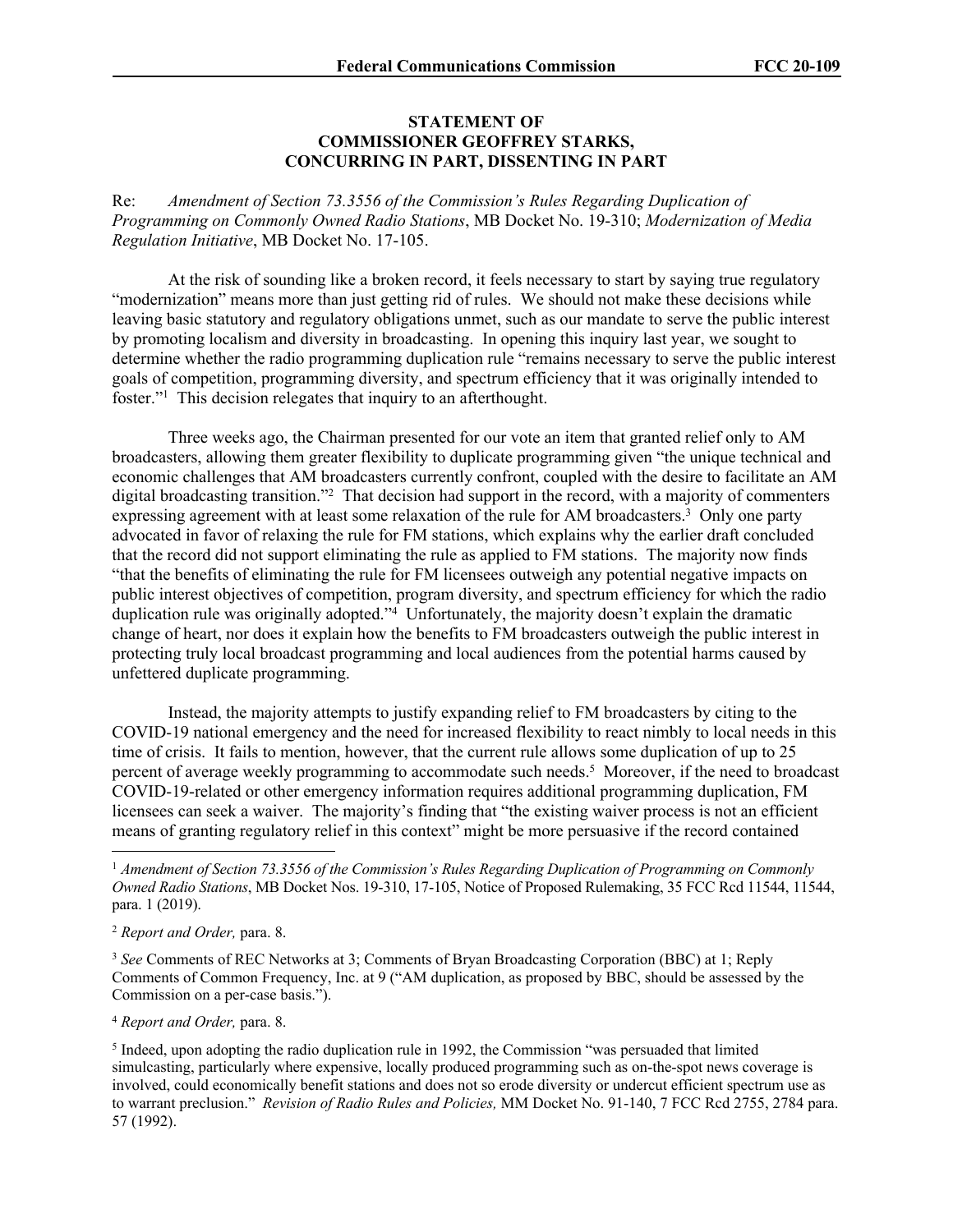**STATEMENT OF**
**COMMISSIONER GEOFFREY STARKS,**
**CONCURRING IN PART, DISSENTING IN PART**

Re: *Amendment of Section 73.3556 of the Commission's Rules Regarding Duplication of Programming on Commonly Owned Radio Stations*, MB Docket No. 19-310; *Modernization of Media Regulation Initiative*, MB Docket No. 17-105.

At the risk of sounding like a broken record, it feels necessary to start by saying true regulatory "modernization" means more than just getting rid of rules. We should not make these decisions while leaving basic statutory and regulatory obligations unmet, such as our mandate to serve the public interest by promoting localism and diversity in broadcasting. In opening this inquiry last year, we sought to determine whether the radio programming duplication rule "remains necessary to serve the public interest goals of competition, programming diversity, and spectrum efficiency that it was originally intended to foster."[1] This decision relegates that inquiry to an afterthought.

Three weeks ago, the Chairman presented for our vote an item that granted relief only to AM broadcasters, allowing them greater flexibility to duplicate programming given "the unique technical and economic challenges that AM broadcasters currently confront, coupled with the desire to facilitate an AM digital broadcasting transition."[2] That decision had support in the record, with a majority of commenters expressing agreement with at least some relaxation of the rule for AM broadcasters.[3] Only one party advocated in favor of relaxing the rule for FM stations, which explains why the earlier draft concluded that the record did not support eliminating the rule as applied to FM stations. The majority now finds "that the benefits of eliminating the rule for FM licensees outweigh any potential negative impacts on public interest objectives of competition, program diversity, and spectrum efficiency for which the radio duplication rule was originally adopted."[4] Unfortunately, the majority doesn't explain the dramatic change of heart, nor does it explain how the benefits to FM broadcasters outweigh the public interest in protecting truly local broadcast programming and local audiences from the potential harms caused by unfettered duplicate programming.

Instead, the majority attempts to justify expanding relief to FM broadcasters by citing to the COVID-19 national emergency and the need for increased flexibility to react nimbly to local needs in this time of crisis. It fails to mention, however, that the current rule allows some duplication of up to 25 percent of average weekly programming to accommodate such needs.[5] Moreover, if the need to broadcast COVID-19-related or other emergency information requires additional programming duplication, FM licensees can seek a waiver. The majority's finding that "the existing waiver process is not an efficient means of granting regulatory relief in this context" might be more persuasive if the record contained

---

[1] *Amendment of Section 73.3556 of the Commission's Rules Regarding Duplication of Programming on Commonly Owned Radio Stations*, MB Docket Nos. 19-310, 17-105, Notice of Proposed Rulemaking, 35 FCC Rcd 11544, 11544, para. 1 (2019).

[2] *Report and Order,* para. 8.

[3] *See* Comments of REC Networks at 3; Comments of Bryan Broadcasting Corporation (BBC) at 1; Reply Comments of Common Frequency, Inc. at 9 ("AM duplication, as proposed by BBC, should be assessed by the Commission on a per-case basis.").

[4] *Report and Order,* para. 8.

[5] Indeed, upon adopting the radio duplication rule in 1992, the Commission "was persuaded that limited simulcasting, particularly where expensive, locally produced programming such as on-the-spot news coverage is involved, could economically benefit stations and does not so erode diversity or undercut efficient spectrum use as to warrant preclusion." *Revision of Radio Rules and Policies,* MM Docket No. 91-140, 7 FCC Rcd 2755, 2784 para. 57 (1992).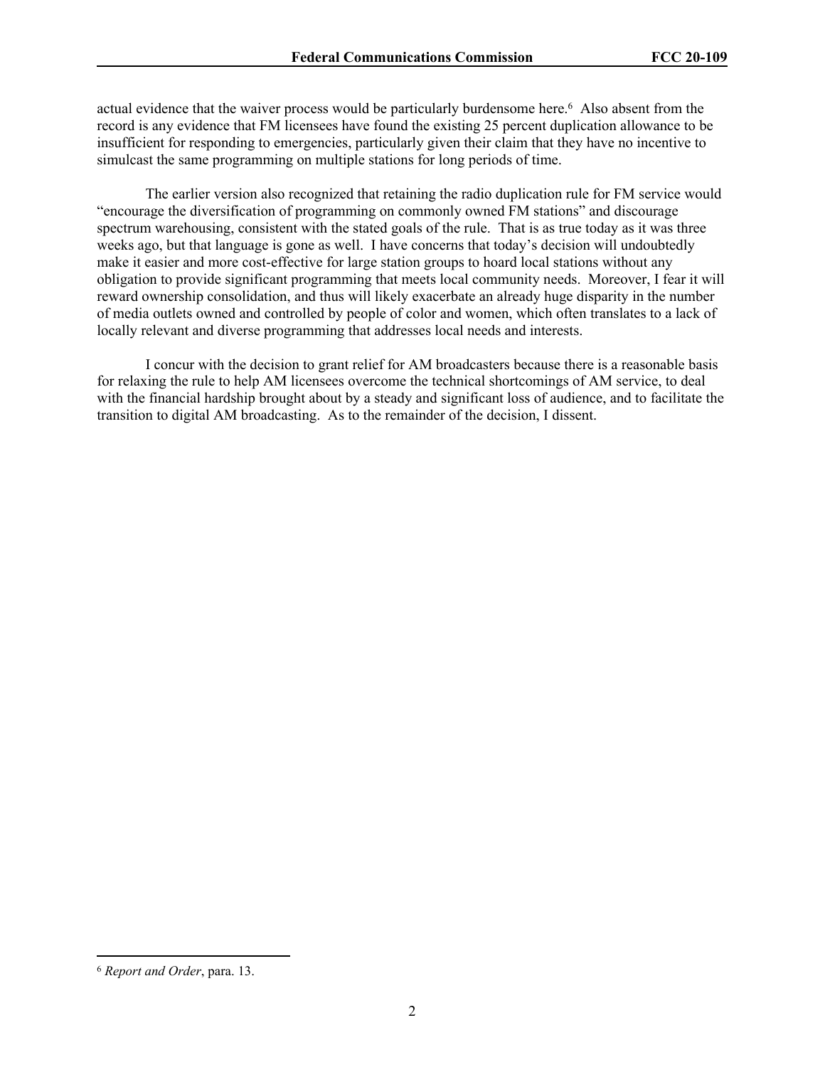actual evidence that the waiver process would be particularly burdensome here.[6] Also absent from the record is any evidence that FM licensees have found the existing 25 percent duplication allowance to be insufficient for responding to emergencies, particularly given their claim that they have no incentive to simulcast the same programming on multiple stations for long periods of time.

The earlier version also recognized that retaining the radio duplication rule for FM service would "encourage the diversification of programming on commonly owned FM stations" and discourage spectrum warehousing, consistent with the stated goals of the rule. That is as true today as it was three weeks ago, but that language is gone as well. I have concerns that today's decision will undoubtedly make it easier and more cost-effective for large station groups to hoard local stations without any obligation to provide significant programming that meets local community needs. Moreover, I fear it will reward ownership consolidation, and thus will likely exacerbate an already huge disparity in the number of media outlets owned and controlled by people of color and women, which often translates to a lack of locally relevant and diverse programming that addresses local needs and interests.

I concur with the decision to grant relief for AM broadcasters because there is a reasonable basis for relaxing the rule to help AM licensees overcome the technical shortcomings of AM service, to deal with the financial hardship brought about by a steady and significant loss of audience, and to facilitate the transition to digital AM broadcasting. As to the remainder of the decision, I dissent.

---

[6] *Report and Order*, para. 13.